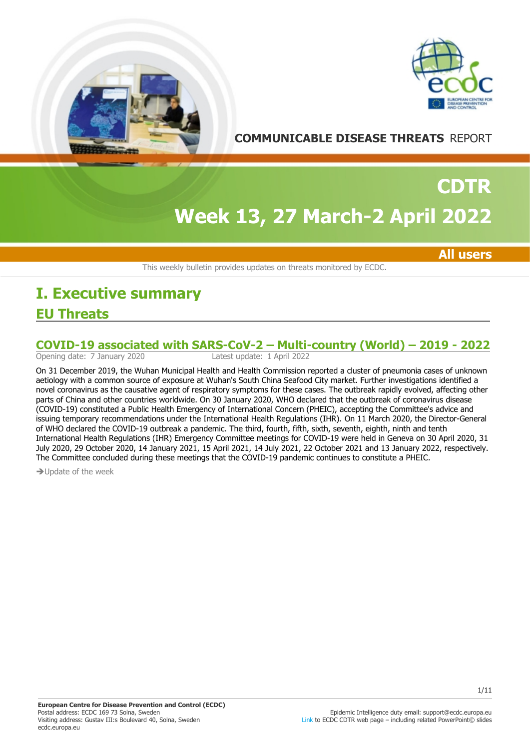COMMUNICABLE DISEASE THREATS REPORT

# CDTR

# Week 13, 27 March-2 April 2022

**All users**

This weekly bulletin provides updates on threats monitored by ECDC.

# I. Executive summary

## EU Threats

### COVID-19 associated with SARS-CoV-2 – Multi-country (World) – 2019 - 2022

Opening date: 7 January 2020 Latest update: 1 April 2022

On 31 December 2019, the Wuhan Municipal Health and Health Commission reported a cluster of pneumonia cases of unknown aetiology with a common source of exposure at Wuhan's South China Seafood City market. Further investigations identified a novel coronavirus as the causative agent of respiratory symptoms for these cases. The outbreak rapidly evolved, affecting other parts of China and other countries worldwide. On 30 January 2020, WHO declared that the outbreak of coronavirus disease (COVID-19) constituted a Public Health Emergency of International Concern (PHEIC), accepting the Committee's advice and issuing temporary recommendations under the International Health Regulations (IHR). On 11 March 2020, the Director-General of WHO declared the COVID-19 outbreak a pandemic. The third, fourth, fifth, sixth, seventh, eighth, ninth and tenth International Health Regulations (IHR) Emergency Committee meetings for COVID-19 were held in Geneva on 30 April 2020, 31 July 2020, 29 October 2020, 14 January 2021, 15 April 2021, 14 July 2021, 22 October 2021 and 13 January 2022, respectively. The Committee concluded during these meetings that the COVID-19 pandemic continues to constitute a PHEIC.

→Update of the week

**European Centre for Disease Prevention and Control (ECDC)**
Postal address: ECDC 169 73 Solna, Sweden
Visiting address: Gustav III:s Boulevard 40, Solna, Sweden
ecdc.europa.eu

Epidemic Intelligence duty email: support@ecdc.europa.eu
Link to ECDC CDTR web page – including related PowerPoint© slides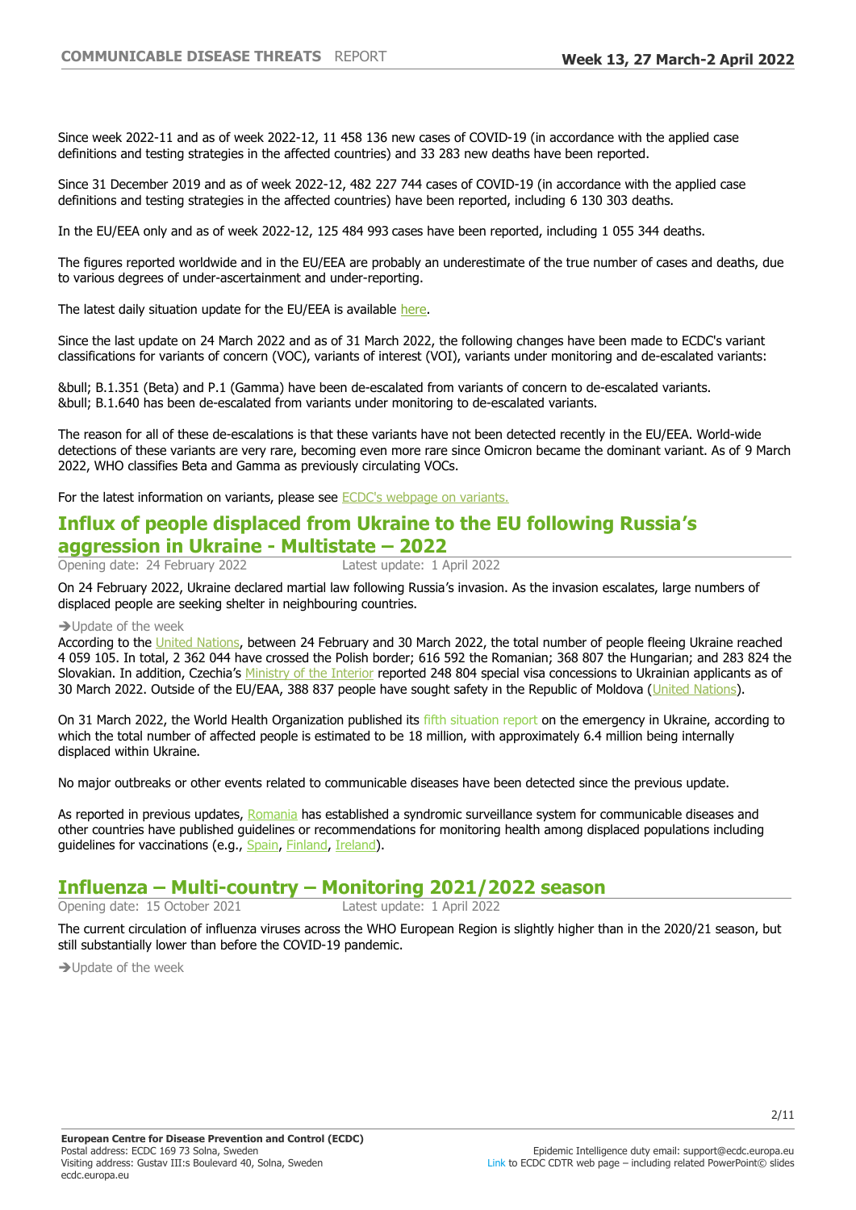Since week 2022-11 and as of week 2022-12, 11 458 136 new cases of COVID-19 (in accordance with the applied case definitions and testing strategies in the affected countries) and 33 283 new deaths have been reported.

Since 31 December 2019 and as of week 2022-12, 482 227 744 cases of COVID-19 (in accordance with the applied case definitions and testing strategies in the affected countries) have been reported, including 6 130 303 deaths.

In the EU/EEA only and as of week 2022-12, 125 484 993 cases have been reported, including 1 055 344 deaths.

The figures reported worldwide and in the EU/EEA are probably an underestimate of the true number of cases and deaths, due to various degrees of under-ascertainment and under-reporting.

The latest daily situation update for the EU/EEA is available here.

Since the last update on 24 March 2022 and as of 31 March 2022, the following changes have been made to ECDC's variant classifications for variants of concern (VOC), variants of interest (VOI), variants under monitoring and de-escalated variants:

&bull; B.1.351 (Beta) and P.1 (Gamma) have been de-escalated from variants of concern to de-escalated variants.
&bull; B.1.640 has been de-escalated from variants under monitoring to de-escalated variants.

The reason for all of these de-escalations is that these variants have not been detected recently in the EU/EEA. World-wide detections of these variants are very rare, becoming even more rare since Omicron became the dominant variant. As of 9 March 2022, WHO classifies Beta and Gamma as previously circulating VOCs.

For the latest information on variants, please see ECDC's webpage on variants.

## Influx of people displaced from Ukraine to the EU following Russia's aggression in Ukraine - Multistate – 2022

Opening date: 24 February 2022 Latest update: 1 April 2022

On 24 February 2022, Ukraine declared martial law following Russia's invasion. As the invasion escalates, large numbers of displaced people are seeking shelter in neighbouring countries.

➔Update of the week

According to the United Nations, between 24 February and 30 March 2022, the total number of people fleeing Ukraine reached 4 059 105. In total, 2 362 044 have crossed the Polish border; 616 592 the Romanian; 368 807 the Hungarian; and 283 824 the Slovakian. In addition, Czechia's Ministry of the Interior reported 248 804 special visa concessions to Ukrainian applicants as of 30 March 2022. Outside of the EU/EAA, 388 837 people have sought safety in the Republic of Moldova (United Nations).

On 31 March 2022, the World Health Organization published its fifth situation report on the emergency in Ukraine, according to which the total number of affected people is estimated to be 18 million, with approximately 6.4 million being internally displaced within Ukraine.

No major outbreaks or other events related to communicable diseases have been detected since the previous update.

As reported in previous updates, Romania has established a syndromic surveillance system for communicable diseases and other countries have published guidelines or recommendations for monitoring health among displaced populations including guidelines for vaccinations (e.g., Spain, Finland, Ireland).

## Influenza – Multi-country – Monitoring 2021/2022 season

Opening date: 15 October 2021 Latest update: 1 April 2022

The current circulation of influenza viruses across the WHO European Region is slightly higher than in the 2020/21 season, but still substantially lower than before the COVID-19 pandemic.

➔Update of the week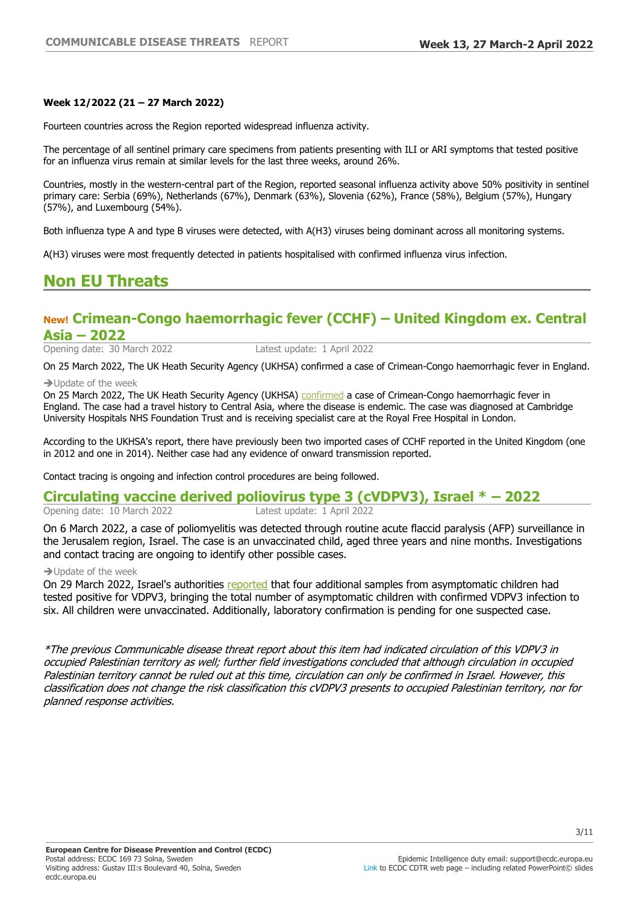**Week 12/2022 (21 – 27 March 2022)**

Fourteen countries across the Region reported widespread influenza activity.

The percentage of all sentinel primary care specimens from patients presenting with ILI or ARI symptoms that tested positive for an influenza virus remain at similar levels for the last three weeks, around 26%.

Countries, mostly in the western-central part of the Region, reported seasonal influenza activity above 50% positivity in sentinel primary care: Serbia (69%), Netherlands (67%), Denmark (63%), Slovenia (62%), France (58%), Belgium (57%), Hungary (57%), and Luxembourg (54%).

Both influenza type A and type B viruses were detected, with A(H3) viruses being dominant across all monitoring systems.

A(H3) viruses were most frequently detected in patients hospitalised with confirmed influenza virus infection.

# Non EU Threats

## New! Crimean-Congo haemorrhagic fever (CCHF) – United Kingdom ex. Central Asia – 2022

Opening date: 30 March 2022 Latest update: 1 April 2022

On 25 March 2022, The UK Heath Security Agency (UKHSA) confirmed a case of Crimean-Congo haemorrhagic fever in England.

➔Update of the week

On 25 March 2022, The UK Heath Security Agency (UKHSA) confirmed a case of Crimean-Congo haemorrhagic fever in England. The case had a travel history to Central Asia, where the disease is endemic. The case was diagnosed at Cambridge University Hospitals NHS Foundation Trust and is receiving specialist care at the Royal Free Hospital in London.

According to the UKHSA's report, there have previously been two imported cases of CCHF reported in the United Kingdom (one in 2012 and one in 2014). Neither case had any evidence of onward transmission reported.

Contact tracing is ongoing and infection control procedures are being followed.

## Circulating vaccine derived poliovirus type 3 (cVDPV3), Israel * – 2022

Opening date: 10 March 2022 Latest update: 1 April 2022

On 6 March 2022, a case of poliomyelitis was detected through routine acute flaccid paralysis (AFP) surveillance in the Jerusalem region, Israel. The case is an unvaccinated child, aged three years and nine months. Investigations and contact tracing are ongoing to identify other possible cases.

➔Update of the week

On 29 March 2022, Israel's authorities reported that four additional samples from asymptomatic children had tested positive for VDPV3, bringing the total number of asymptomatic children with confirmed VDPV3 infection to six. All children were unvaccinated. Additionally, laboratory confirmation is pending for one suspected case.

*\*The previous Communicable disease threat report about this item had indicated circulation of this VDPV3 in occupied Palestinian territory as well; further field investigations concluded that although circulation in occupied Palestinian territory cannot be ruled out at this time, circulation can only be confirmed in Israel. However, this classification does not change the risk classification this cVDPV3 presents to occupied Palestinian territory, nor for planned response activities.*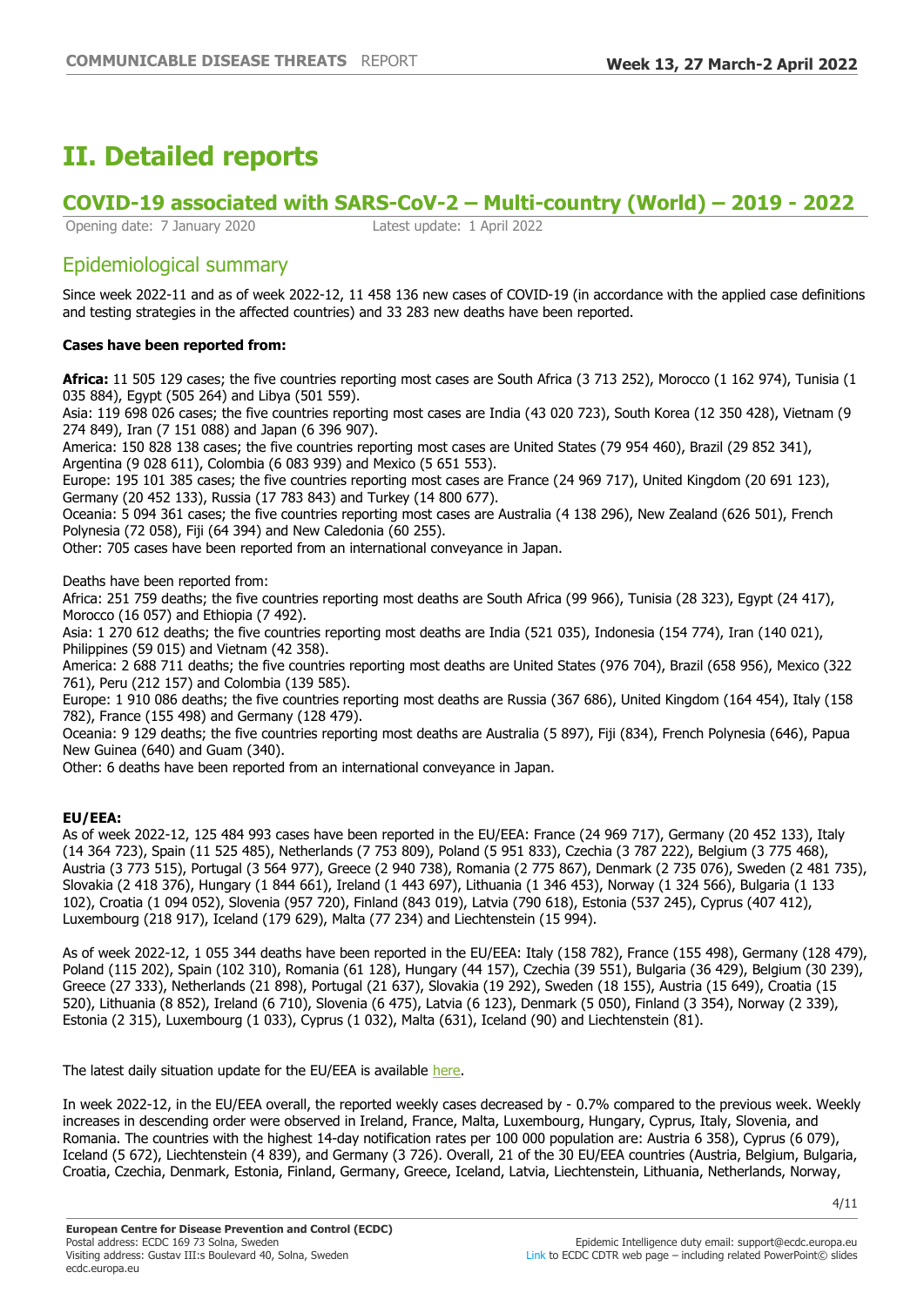# II. Detailed reports

## COVID-19 associated with SARS-CoV-2 – Multi-country (World) – 2019 - 2022

Opening date: 7 January 2020 Latest update: 1 April 2022

### Epidemiological summary

Since week 2022-11 and as of week 2022-12, 11 458 136 new cases of COVID-19 (in accordance with the applied case definitions and testing strategies in the affected countries) and 33 283 new deaths have been reported.

**Cases have been reported from:**

**Africa:** 11 505 129 cases; the five countries reporting most cases are South Africa (3 713 252), Morocco (1 162 974), Tunisia (1 035 884), Egypt (505 264) and Libya (501 559).
Asia: 119 698 026 cases; the five countries reporting most cases are India (43 020 723), South Korea (12 350 428), Vietnam (9 274 849), Iran (7 151 088) and Japan (6 396 907).
America: 150 828 138 cases; the five countries reporting most cases are United States (79 954 460), Brazil (29 852 341), Argentina (9 028 611), Colombia (6 083 939) and Mexico (5 651 553).
Europe: 195 101 385 cases; the five countries reporting most cases are France (24 969 717), United Kingdom (20 691 123), Germany (20 452 133), Russia (17 783 843) and Turkey (14 800 677).
Oceania: 5 094 361 cases; the five countries reporting most cases are Australia (4 138 296), New Zealand (626 501), French Polynesia (72 058), Fiji (64 394) and New Caledonia (60 255).
Other: 705 cases have been reported from an international conveyance in Japan.

Deaths have been reported from:
Africa: 251 759 deaths; the five countries reporting most deaths are South Africa (99 966), Tunisia (28 323), Egypt (24 417), Morocco (16 057) and Ethiopia (7 492).
Asia: 1 270 612 deaths; the five countries reporting most deaths are India (521 035), Indonesia (154 774), Iran (140 021), Philippines (59 015) and Vietnam (42 358).
America: 2 688 711 deaths; the five countries reporting most deaths are United States (976 704), Brazil (658 956), Mexico (322 761), Peru (212 157) and Colombia (139 585).
Europe: 1 910 086 deaths; the five countries reporting most deaths are Russia (367 686), United Kingdom (164 454), Italy (158 782), France (155 498) and Germany (128 479).
Oceania: 9 129 deaths; the five countries reporting most deaths are Australia (5 897), Fiji (834), French Polynesia (646), Papua New Guinea (640) and Guam (340).
Other: 6 deaths have been reported from an international conveyance in Japan.

**EU/EEA:**
As of week 2022-12, 125 484 993 cases have been reported in the EU/EEA: France (24 969 717), Germany (20 452 133), Italy (14 364 723), Spain (11 525 485), Netherlands (7 753 809), Poland (5 951 833), Czechia (3 787 222), Belgium (3 775 468), Austria (3 773 515), Portugal (3 564 977), Greece (2 940 738), Romania (2 775 867), Denmark (2 735 076), Sweden (2 481 735), Slovakia (2 418 376), Hungary (1 844 661), Ireland (1 443 697), Lithuania (1 346 453), Norway (1 324 566), Bulgaria (1 133 102), Croatia (1 094 052), Slovenia (957 720), Finland (843 019), Latvia (790 618), Estonia (537 245), Cyprus (407 412), Luxembourg (218 917), Iceland (179 629), Malta (77 234) and Liechtenstein (15 994).

As of week 2022-12, 1 055 344 deaths have been reported in the EU/EEA: Italy (158 782), France (155 498), Germany (128 479), Poland (115 202), Spain (102 310), Romania (61 128), Hungary (44 157), Czechia (39 551), Bulgaria (36 429), Belgium (30 239), Greece (27 333), Netherlands (21 898), Portugal (21 637), Slovakia (19 292), Sweden (18 155), Austria (15 649), Croatia (15 520), Lithuania (8 852), Ireland (6 710), Slovenia (6 475), Latvia (6 123), Denmark (5 050), Finland (3 354), Norway (2 339), Estonia (2 315), Luxembourg (1 033), Cyprus (1 032), Malta (631), Iceland (90) and Liechtenstein (81).

The latest daily situation update for the EU/EEA is available here.

In week 2022-12, in the EU/EEA overall, the reported weekly cases decreased by - 0.7% compared to the previous week. Weekly increases in descending order were observed in Ireland, France, Malta, Luxembourg, Hungary, Cyprus, Italy, Slovenia, and Romania. The countries with the highest 14-day notification rates per 100 000 population are: Austria 6 358), Cyprus (6 079), Iceland (5 672), Liechtenstein (4 839), and Germany (3 726). Overall, 21 of the 30 EU/EEA countries (Austria, Belgium, Bulgaria, Croatia, Czechia, Denmark, Estonia, Finland, Germany, Greece, Iceland, Latvia, Liechtenstein, Lithuania, Netherlands, Norway,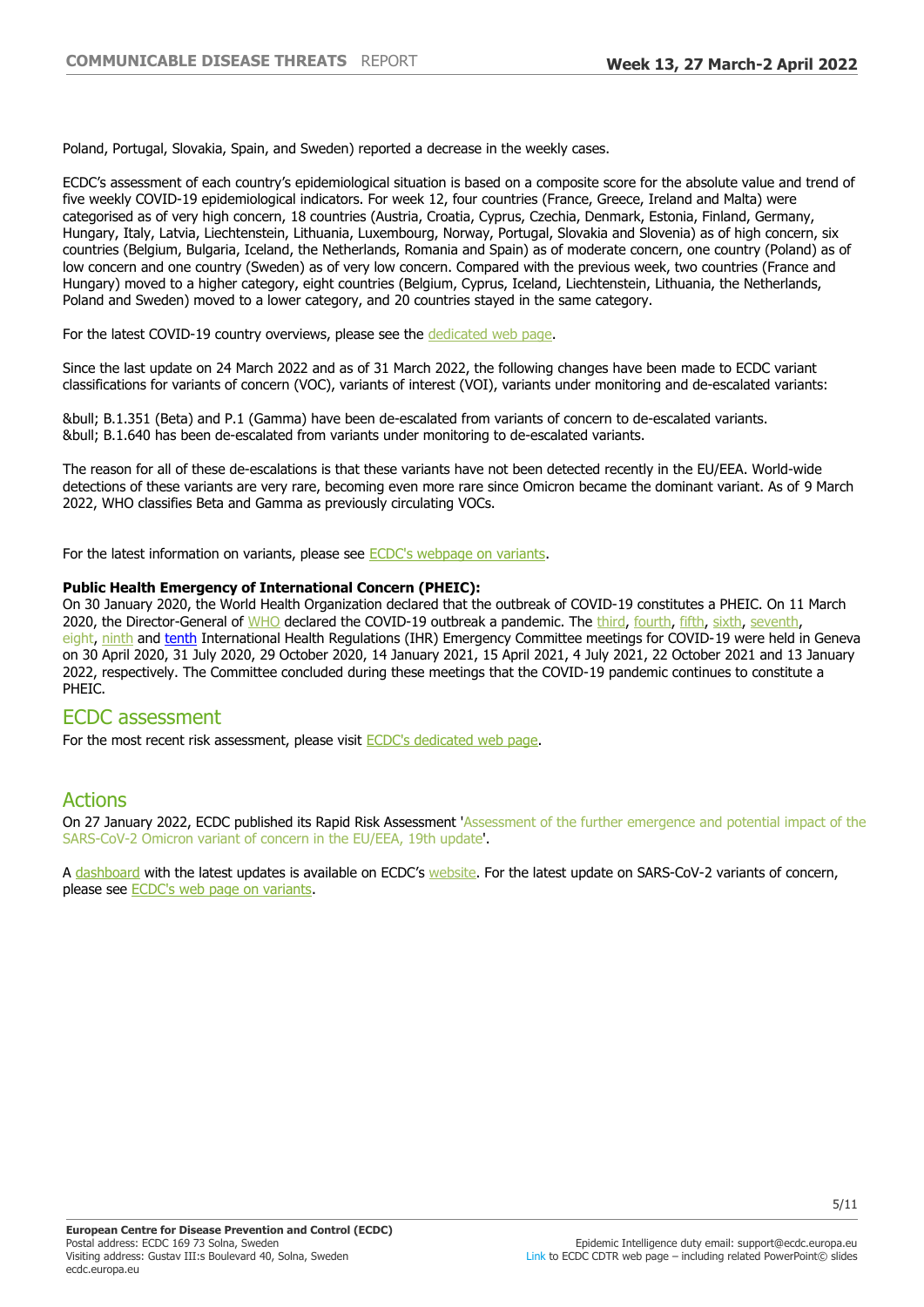Poland, Portugal, Slovakia, Spain, and Sweden) reported a decrease in the weekly cases.

ECDC's assessment of each country's epidemiological situation is based on a composite score for the absolute value and trend of five weekly COVID-19 epidemiological indicators. For week 12, four countries (France, Greece, Ireland and Malta) were categorised as of very high concern, 18 countries (Austria, Croatia, Cyprus, Czechia, Denmark, Estonia, Finland, Germany, Hungary, Italy, Latvia, Liechtenstein, Lithuania, Luxembourg, Norway, Portugal, Slovakia and Slovenia) as of high concern, six countries (Belgium, Bulgaria, Iceland, the Netherlands, Romania and Spain) as of moderate concern, one country (Poland) as of low concern and one country (Sweden) as of very low concern. Compared with the previous week, two countries (France and Hungary) moved to a higher category, eight countries (Belgium, Cyprus, Iceland, Liechtenstein, Lithuania, the Netherlands, Poland and Sweden) moved to a lower category, and 20 countries stayed in the same category.

For the latest COVID-19 country overviews, please see the dedicated web page.

Since the last update on 24 March 2022 and as of 31 March 2022, the following changes have been made to ECDC variant classifications for variants of concern (VOC), variants of interest (VOI), variants under monitoring and de-escalated variants:

&bull; B.1.351 (Beta) and P.1 (Gamma) have been de-escalated from variants of concern to de-escalated variants.
&bull; B.1.640 has been de-escalated from variants under monitoring to de-escalated variants.

The reason for all of these de-escalations is that these variants have not been detected recently in the EU/EEA. World-wide detections of these variants are very rare, becoming even more rare since Omicron became the dominant variant. As of 9 March 2022, WHO classifies Beta and Gamma as previously circulating VOCs.

For the latest information on variants, please see ECDC's webpage on variants.

**Public Health Emergency of International Concern (PHEIC):**
On 30 January 2020, the World Health Organization declared that the outbreak of COVID-19 constitutes a PHEIC. On 11 March 2020, the Director-General of WHO declared the COVID-19 outbreak a pandemic. The third, fourth, fifth, sixth, seventh, eight, ninth and tenth International Health Regulations (IHR) Emergency Committee meetings for COVID-19 were held in Geneva on 30 April 2020, 31 July 2020, 29 October 2020, 14 January 2021, 15 April 2021, 4 July 2021, 22 October 2021 and 13 January 2022, respectively. The Committee concluded during these meetings that the COVID-19 pandemic continues to constitute a PHEIC.

## ECDC assessment

For the most recent risk assessment, please visit ECDC's dedicated web page.

## Actions

On 27 January 2022, ECDC published its Rapid Risk Assessment 'Assessment of the further emergence and potential impact of the SARS-CoV-2 Omicron variant of concern in the EU/EEA, 19th update'.

A dashboard with the latest updates is available on ECDC's website. For the latest update on SARS-CoV-2 variants of concern, please see ECDC's web page on variants.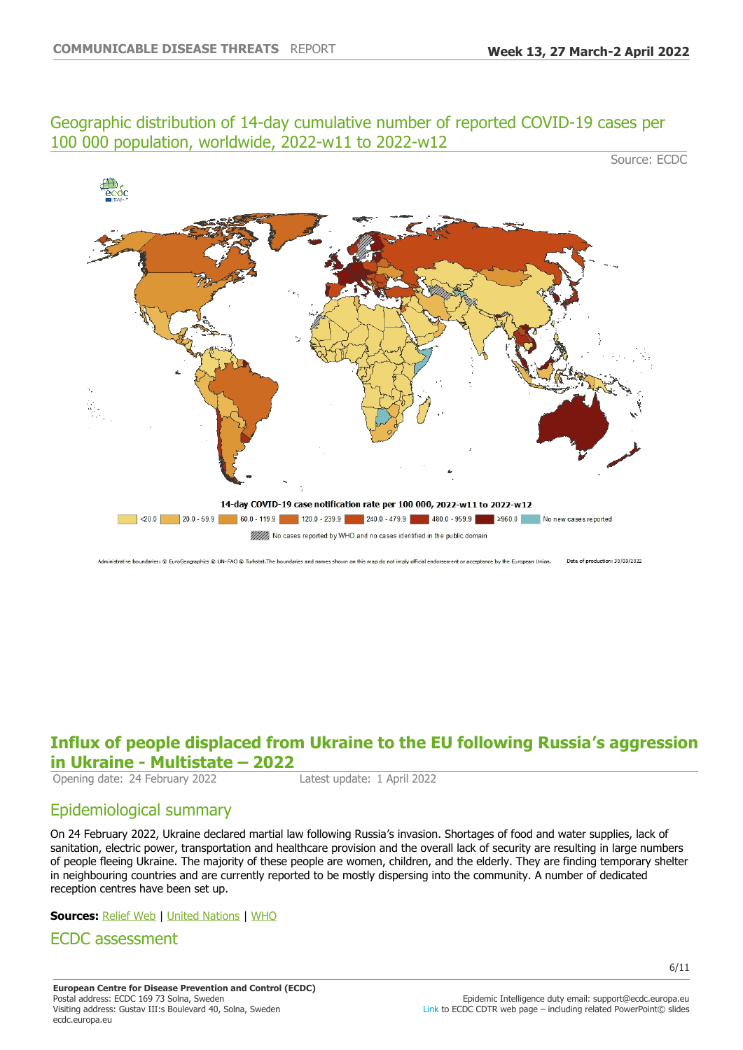## Geographic distribution of 14-day cumulative number of reported COVID-19 cases per 100 000 population, worldwide, 2022-w11 to 2022-w12

Source: ECDC

14-day COVID-19 case notification rate per 100 000, 2022-w11 to 2022-w12

<20.0 | 20.0 - 59.9 | 60.0 - 119.9 | 120.0 - 239.9 | 240.0 - 479.9 | 480.0 - 959.9 | ≥960.0 | No new cases reported

No cases reported by WHO and no cases identified in the public domain

Administrative boundaries: © EuroGeographics © UN–FAO © Turkstat. The boundaries and names shown on this map do not imply official endorsement or acceptance by the European Union. Date of production: 30/03/2022

## Influx of people displaced from Ukraine to the EU following Russia's aggression in Ukraine - Multistate – 2022

Opening date: 24 February 2022 Latest update: 1 April 2022

### Epidemiological summary

On 24 February 2022, Ukraine declared martial law following Russia's invasion. Shortages of food and water supplies, lack of sanitation, electric power, transportation and healthcare provision and the overall lack of security are resulting in large numbers of people fleeing Ukraine. The majority of these people are women, children, and the elderly. They are finding temporary shelter in neighbouring countries and are currently reported to be mostly dispersing into the community. A number of dedicated reception centres have been set up.

**Sources:** Relief Web | United Nations | WHO

### ECDC assessment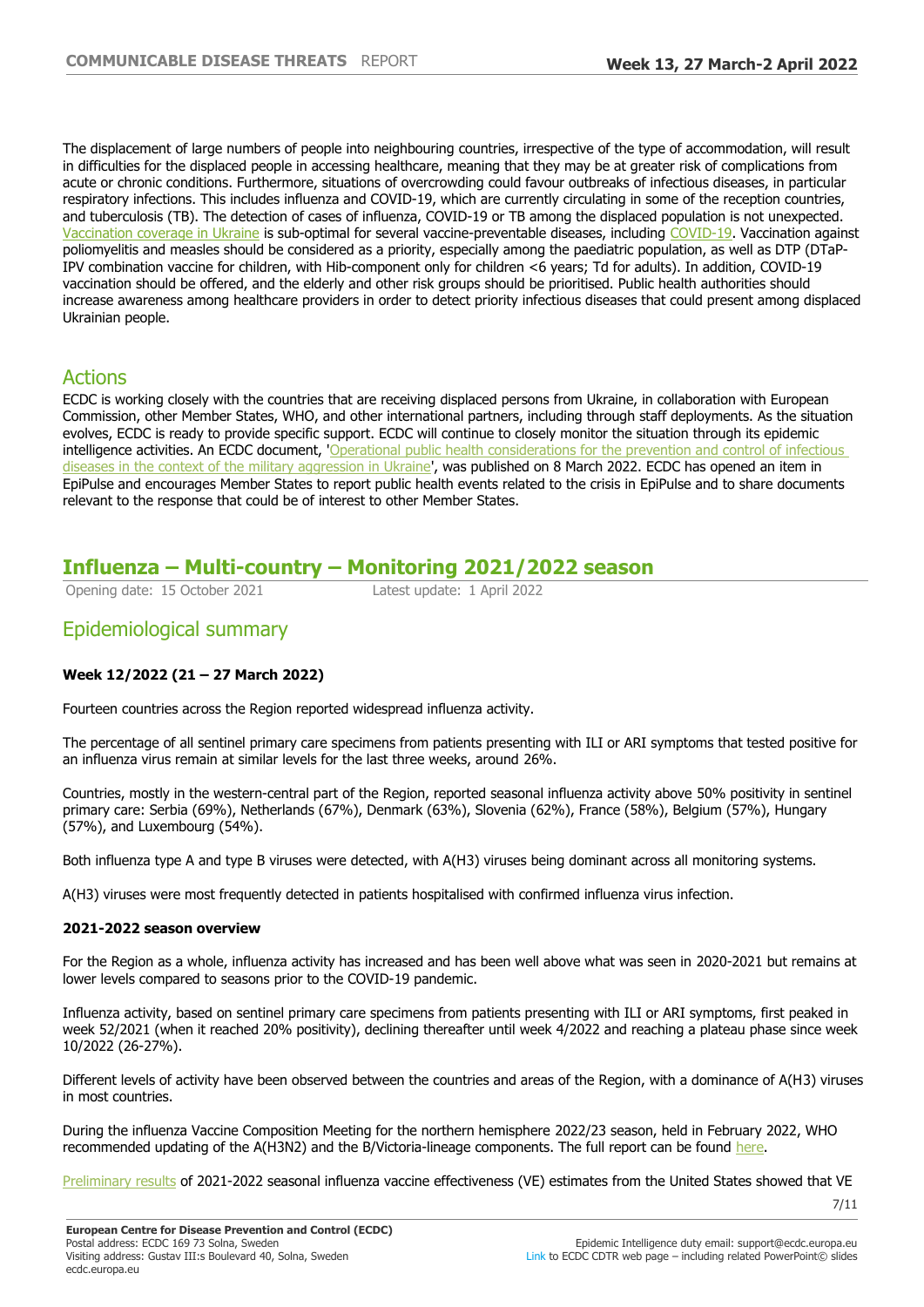The displacement of large numbers of people into neighbouring countries, irrespective of the type of accommodation, will result in difficulties for the displaced people in accessing healthcare, meaning that they may be at greater risk of complications from acute or chronic conditions. Furthermore, situations of overcrowding could favour outbreaks of infectious diseases, in particular respiratory infections. This includes influenza and COVID-19, which are currently circulating in some of the reception countries, and tuberculosis (TB). The detection of cases of influenza, COVID-19 or TB among the displaced population is not unexpected. Vaccination coverage in Ukraine is sub-optimal for several vaccine-preventable diseases, including COVID-19. Vaccination against poliomyelitis and measles should be considered as a priority, especially among the paediatric population, as well as DTP (DTaP-IPV combination vaccine for children, with Hib-component only for children <6 years; Td for adults). In addition, COVID-19 vaccination should be offered, and the elderly and other risk groups should be prioritised. Public health authorities should increase awareness among healthcare providers in order to detect priority infectious diseases that could present among displaced Ukrainian people.

## Actions

ECDC is working closely with the countries that are receiving displaced persons from Ukraine, in collaboration with European Commission, other Member States, WHO, and other international partners, including through staff deployments. As the situation evolves, ECDC is ready to provide specific support. ECDC will continue to closely monitor the situation through its epidemic intelligence activities. An ECDC document, 'Operational public health considerations for the prevention and control of infectious diseases in the context of the military aggression in Ukraine', was published on 8 March 2022. ECDC has opened an item in EpiPulse and encourages Member States to report public health events related to the crisis in EpiPulse and to share documents relevant to the response that could be of interest to other Member States.

# Influenza – Multi-country – Monitoring 2021/2022 season

Opening date: 15 October 2021 Latest update: 1 April 2022

## Epidemiological summary

**Week 12/2022 (21 – 27 March 2022)**

Fourteen countries across the Region reported widespread influenza activity.

The percentage of all sentinel primary care specimens from patients presenting with ILI or ARI symptoms that tested positive for an influenza virus remain at similar levels for the last three weeks, around 26%.

Countries, mostly in the western-central part of the Region, reported seasonal influenza activity above 50% positivity in sentinel primary care: Serbia (69%), Netherlands (67%), Denmark (63%), Slovenia (62%), France (58%), Belgium (57%), Hungary (57%), and Luxembourg (54%).

Both influenza type A and type B viruses were detected, with A(H3) viruses being dominant across all monitoring systems.

A(H3) viruses were most frequently detected in patients hospitalised with confirmed influenza virus infection.

**2021-2022 season overview**

For the Region as a whole, influenza activity has increased and has been well above what was seen in 2020-2021 but remains at lower levels compared to seasons prior to the COVID-19 pandemic.

Influenza activity, based on sentinel primary care specimens from patients presenting with ILI or ARI symptoms, first peaked in week 52/2021 (when it reached 20% positivity), declining thereafter until week 4/2022 and reaching a plateau phase since week 10/2022 (26-27%).

Different levels of activity have been observed between the countries and areas of the Region, with a dominance of A(H3) viruses in most countries.

During the influenza Vaccine Composition Meeting for the northern hemisphere 2022/23 season, held in February 2022, WHO recommended updating of the A(H3N2) and the B/Victoria-lineage components. The full report can be found here.

Preliminary results of 2021-2022 seasonal influenza vaccine effectiveness (VE) estimates from the United States showed that VE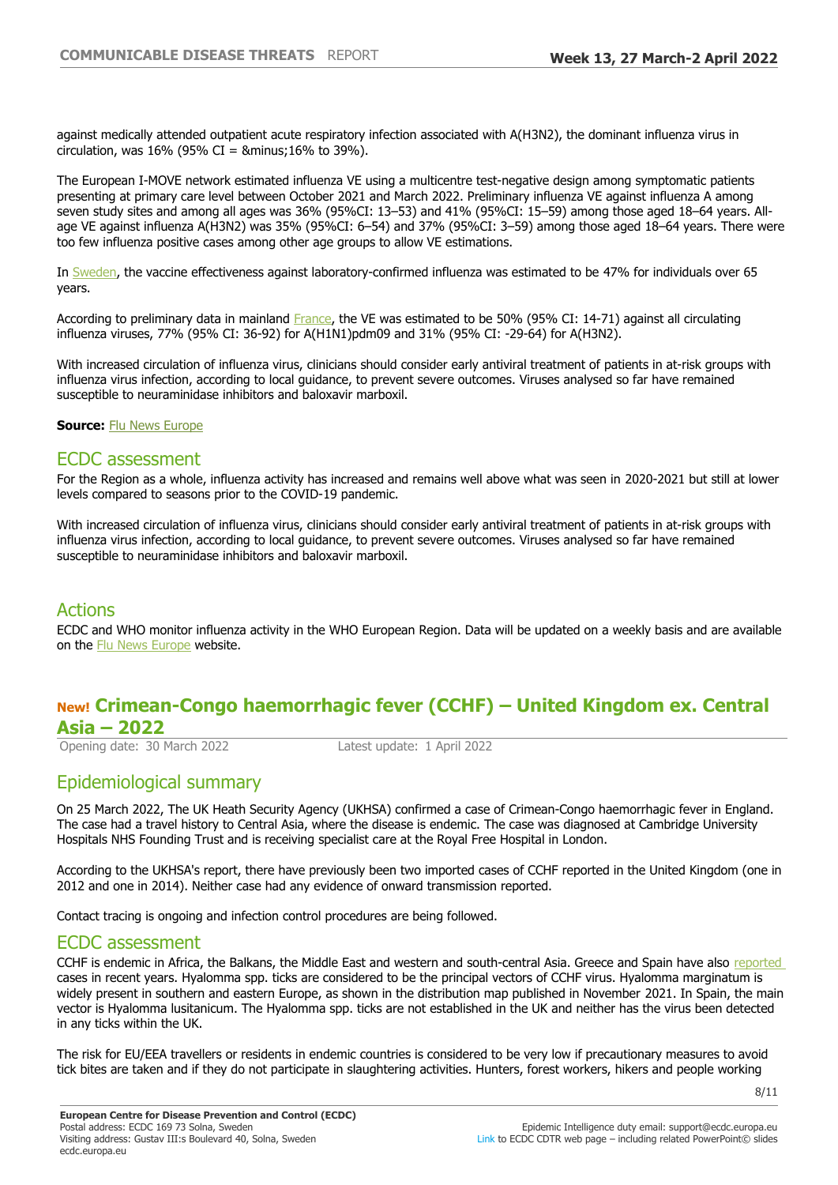against medically attended outpatient acute respiratory infection associated with A(H3N2), the dominant influenza virus in circulation, was 16% (95% CI = &minus;16% to 39%).

The European I-MOVE network estimated influenza VE using a multicentre test-negative design among symptomatic patients presenting at primary care level between October 2021 and March 2022. Preliminary influenza VE against influenza A among seven study sites and among all ages was 36% (95%CI: 13–53) and 41% (95%CI: 15–59) among those aged 18–64 years. All-age VE against influenza A(H3N2) was 35% (95%CI: 6–54) and 37% (95%CI: 3–59) among those aged 18–64 years. There were too few influenza positive cases among other age groups to allow VE estimations.

In Sweden, the vaccine effectiveness against laboratory-confirmed influenza was estimated to be 47% for individuals over 65 years.

According to preliminary data in mainland France, the VE was estimated to be 50% (95% CI: 14-71) against all circulating influenza viruses, 77% (95% CI: 36-92) for A(H1N1)pdm09 and 31% (95% CI: -29-64) for A(H3N2).

With increased circulation of influenza virus, clinicians should consider early antiviral treatment of patients in at-risk groups with influenza virus infection, according to local guidance, to prevent severe outcomes. Viruses analysed so far have remained susceptible to neuraminidase inhibitors and baloxavir marboxil.

**Source:** Flu News Europe

## ECDC assessment

For the Region as a whole, influenza activity has increased and remains well above what was seen in 2020-2021 but still at lower levels compared to seasons prior to the COVID-19 pandemic.

With increased circulation of influenza virus, clinicians should consider early antiviral treatment of patients in at-risk groups with influenza virus infection, according to local guidance, to prevent severe outcomes. Viruses analysed so far have remained susceptible to neuraminidase inhibitors and baloxavir marboxil.

## Actions

ECDC and WHO monitor influenza activity in the WHO European Region. Data will be updated on a weekly basis and are available on the Flu News Europe website.

# New! Crimean-Congo haemorrhagic fever (CCHF) – United Kingdom ex. Central Asia – 2022

Opening date: 30 March 2022 Latest update: 1 April 2022

## Epidemiological summary

On 25 March 2022, The UK Heath Security Agency (UKHSA) confirmed a case of Crimean-Congo haemorrhagic fever in England. The case had a travel history to Central Asia, where the disease is endemic. The case was diagnosed at Cambridge University Hospitals NHS Founding Trust and is receiving specialist care at the Royal Free Hospital in London.

According to the UKHSA's report, there have previously been two imported cases of CCHF reported in the United Kingdom (one in 2012 and one in 2014). Neither case had any evidence of onward transmission reported.

Contact tracing is ongoing and infection control procedures are being followed.

## ECDC assessment

CCHF is endemic in Africa, the Balkans, the Middle East and western and south-central Asia. Greece and Spain have also reported cases in recent years. Hyalomma spp. ticks are considered to be the principal vectors of CCHF virus. Hyalomma marginatum is widely present in southern and eastern Europe, as shown in the distribution map published in November 2021. In Spain, the main vector is Hyalomma lusitanicum. The Hyalomma spp. ticks are not established in the UK and neither has the virus been detected in any ticks within the UK.

The risk for EU/EEA travellers or residents in endemic countries is considered to be very low if precautionary measures to avoid tick bites are taken and if they do not participate in slaughtering activities. Hunters, forest workers, hikers and people working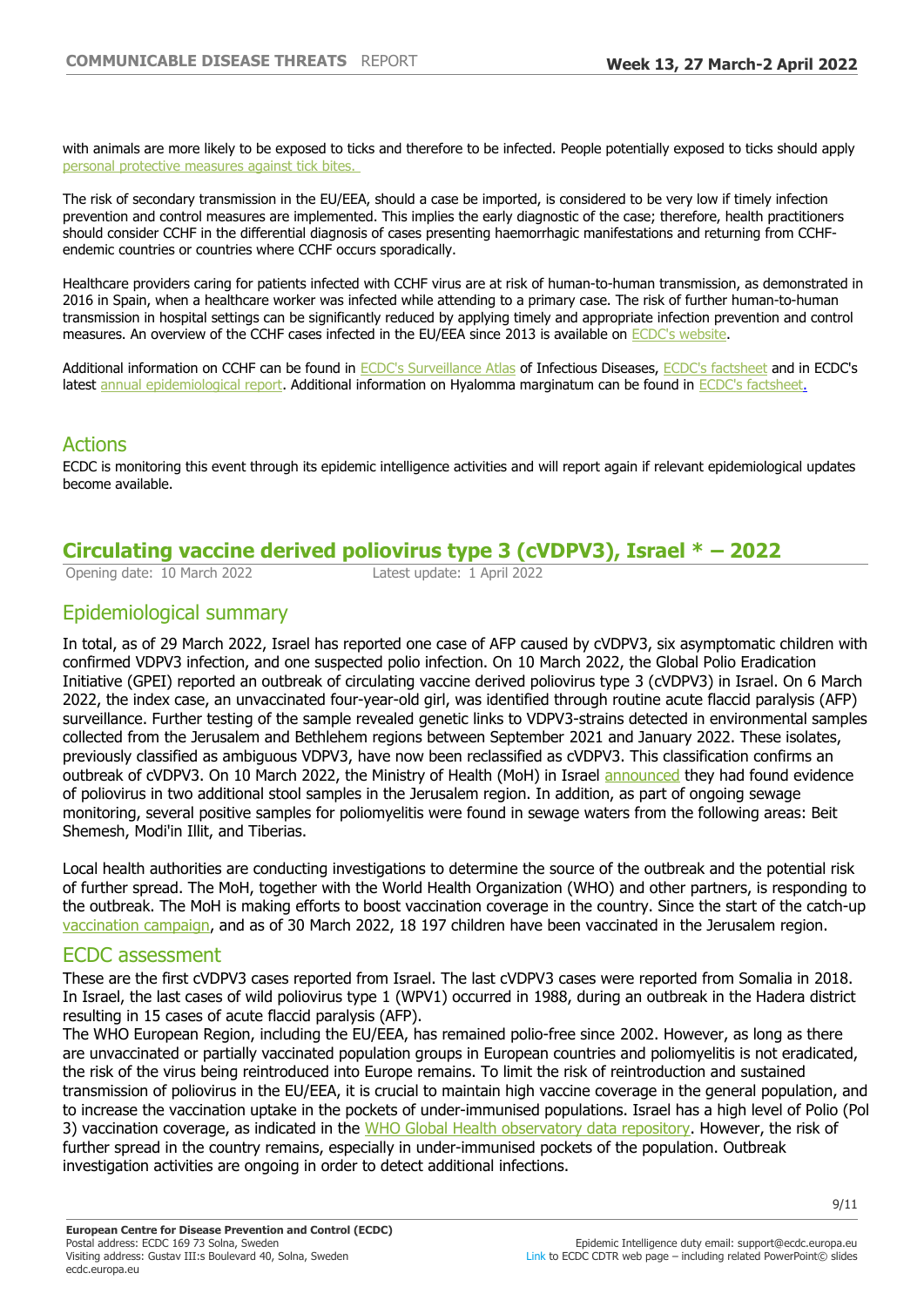with animals are more likely to be exposed to ticks and therefore to be infected. People potentially exposed to ticks should apply personal protective measures against tick bites.

The risk of secondary transmission in the EU/EEA, should a case be imported, is considered to be very low if timely infection prevention and control measures are implemented. This implies the early diagnostic of the case; therefore, health practitioners should consider CCHF in the differential diagnosis of cases presenting haemorrhagic manifestations and returning from CCHF-endemic countries or countries where CCHF occurs sporadically.

Healthcare providers caring for patients infected with CCHF virus are at risk of human-to-human transmission, as demonstrated in 2016 in Spain, when a healthcare worker was infected while attending to a primary case. The risk of further human-to-human transmission in hospital settings can be significantly reduced by applying timely and appropriate infection prevention and control measures. An overview of the CCHF cases infected in the EU/EEA since 2013 is available on ECDC's website.

Additional information on CCHF can be found in ECDC's Surveillance Atlas of Infectious Diseases, ECDC's factsheet and in ECDC's latest annual epidemiological report. Additional information on Hyalomma marginatum can be found in ECDC's factsheet.

## Actions

ECDC is monitoring this event through its epidemic intelligence activities and will report again if relevant epidemiological updates become available.

# Circulating vaccine derived poliovirus type 3 (cVDPV3), Israel * – 2022

Opening date: 10 March 2022 Latest update: 1 April 2022

## Epidemiological summary

In total, as of 29 March 2022, Israel has reported one case of AFP caused by cVDPV3, six asymptomatic children with confirmed VDPV3 infection, and one suspected polio infection. On 10 March 2022, the Global Polio Eradication Initiative (GPEI) reported an outbreak of circulating vaccine derived poliovirus type 3 (cVDPV3) in Israel. On 6 March 2022, the index case, an unvaccinated four-year-old girl, was identified through routine acute flaccid paralysis (AFP) surveillance. Further testing of the sample revealed genetic links to VDPV3-strains detected in environmental samples collected from the Jerusalem and Bethlehem regions between September 2021 and January 2022. These isolates, previously classified as ambiguous VDPV3, have now been reclassified as cVDPV3. This classification confirms an outbreak of cVDPV3. On 10 March 2022, the Ministry of Health (MoH) in Israel announced they had found evidence of poliovirus in two additional stool samples in the Jerusalem region. In addition, as part of ongoing sewage monitoring, several positive samples for poliomyelitis were found in sewage waters from the following areas: Beit Shemesh, Modi'in Illit, and Tiberias.

Local health authorities are conducting investigations to determine the source of the outbreak and the potential risk of further spread. The MoH, together with the World Health Organization (WHO) and other partners, is responding to the outbreak. The MoH is making efforts to boost vaccination coverage in the country. Since the start of the catch-up vaccination campaign, and as of 30 March 2022, 18 197 children have been vaccinated in the Jerusalem region.

## ECDC assessment

These are the first cVDPV3 cases reported from Israel. The last cVDPV3 cases were reported from Somalia in 2018. In Israel, the last cases of wild poliovirus type 1 (WPV1) occurred in 1988, during an outbreak in the Hadera district resulting in 15 cases of acute flaccid paralysis (AFP).

The WHO European Region, including the EU/EEA, has remained polio-free since 2002. However, as long as there are unvaccinated or partially vaccinated population groups in European countries and poliomyelitis is not eradicated, the risk of the virus being reintroduced into Europe remains. To limit the risk of reintroduction and sustained transmission of poliovirus in the EU/EEA, it is crucial to maintain high vaccine coverage in the general population, and to increase the vaccination uptake in the pockets of under-immunised populations. Israel has a high level of Polio (Pol 3) vaccination coverage, as indicated in the WHO Global Health observatory data repository. However, the risk of further spread in the country remains, especially in under-immunised pockets of the population. Outbreak investigation activities are ongoing in order to detect additional infections.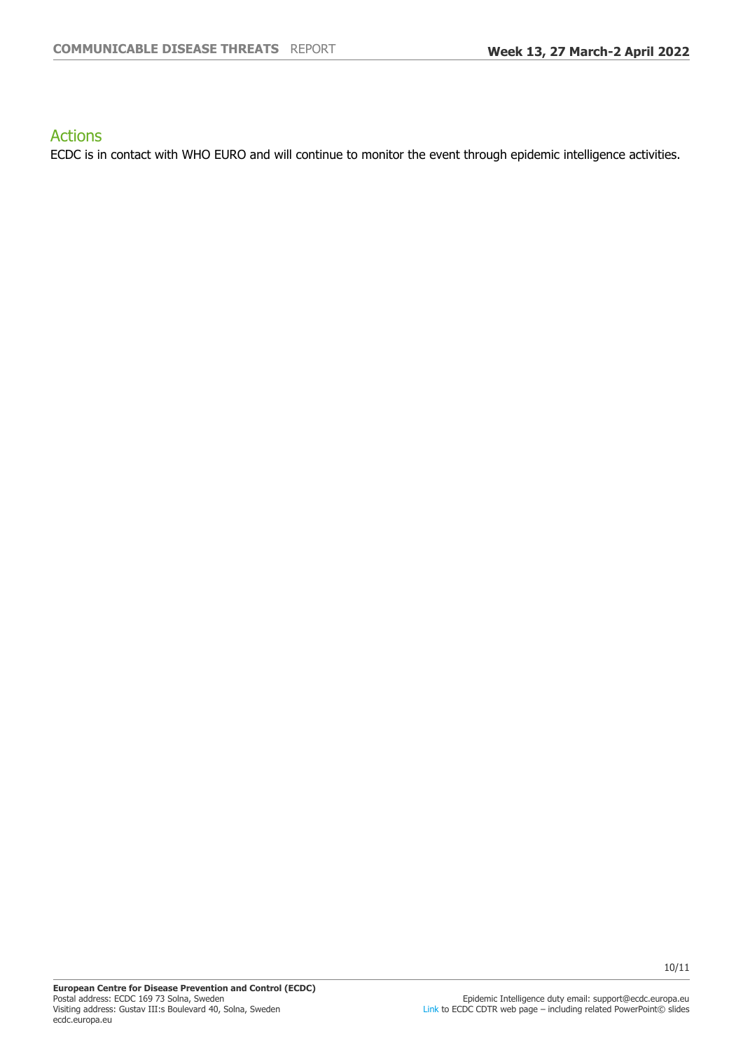### Actions

ECDC is in contact with WHO EURO and will continue to monitor the event through epidemic intelligence activities.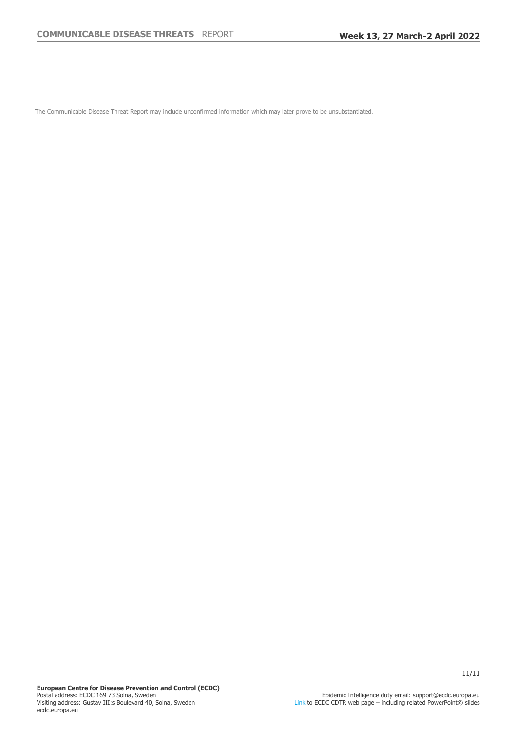The Communicable Disease Threat Report may include unconfirmed information which may later prove to be unsubstantiated.

**European Centre for Disease Prevention and Control (ECDC)**
Postal address: ECDC 169 73 Solna, Sweden
Visiting address: Gustav III:s Boulevard 40, Solna, Sweden
ecdc.europa.eu

Epidemic Intelligence duty email: support@ecdc.europa.eu
Link to ECDC CDTR web page – including related PowerPoint© slides